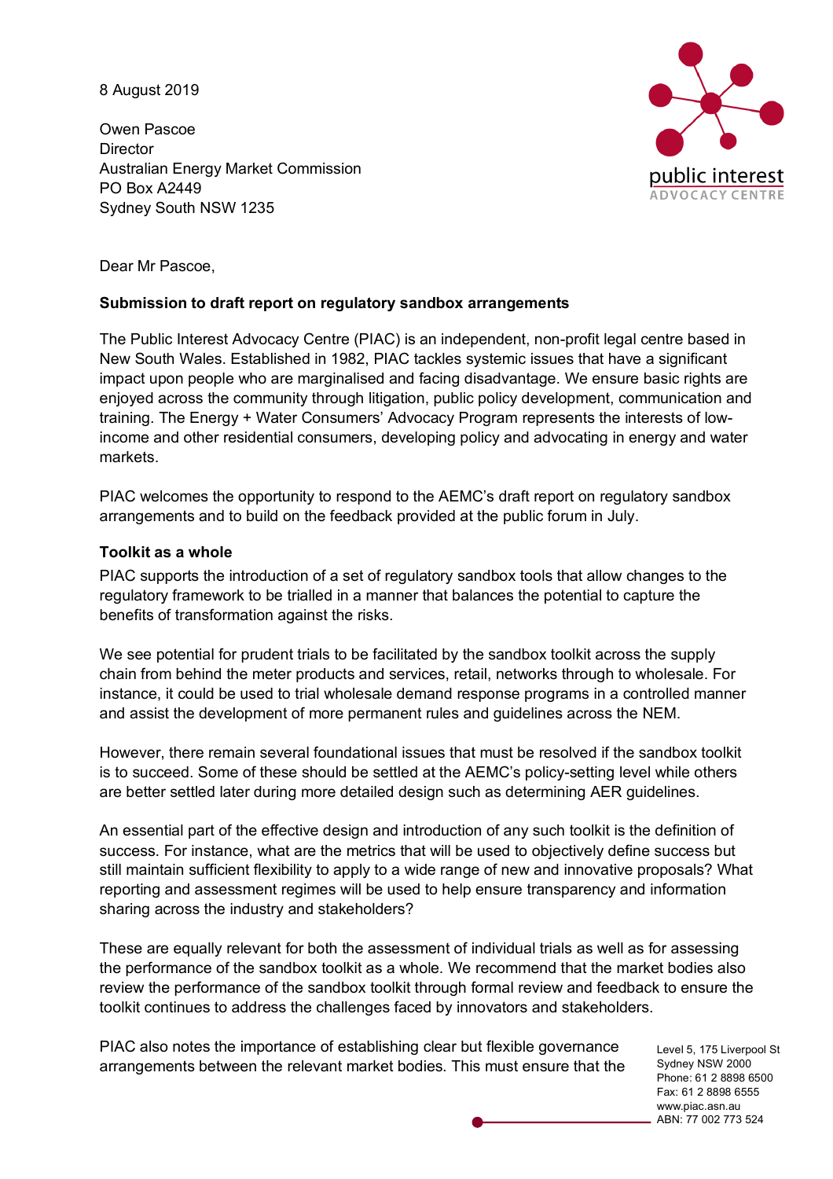8 August 2019

Owen Pascoe
Director
Australian Energy Market Commission
PO Box A2449
Sydney South NSW 1235

Dear Mr Pascoe,

**Submission to draft report on regulatory sandbox arrangements**

The Public Interest Advocacy Centre (PIAC) is an independent, non-profit legal centre based in New South Wales. Established in 1982, PIAC tackles systemic issues that have a significant impact upon people who are marginalised and facing disadvantage. We ensure basic rights are enjoyed across the community through litigation, public policy development, communication and training. The Energy + Water Consumers' Advocacy Program represents the interests of low-income and other residential consumers, developing policy and advocating in energy and water markets.

PIAC welcomes the opportunity to respond to the AEMC's draft report on regulatory sandbox arrangements and to build on the feedback provided at the public forum in July.

**Toolkit as a whole**

PIAC supports the introduction of a set of regulatory sandbox tools that allow changes to the regulatory framework to be trialled in a manner that balances the potential to capture the benefits of transformation against the risks.

We see potential for prudent trials to be facilitated by the sandbox toolkit across the supply chain from behind the meter products and services, retail, networks through to wholesale. For instance, it could be used to trial wholesale demand response programs in a controlled manner and assist the development of more permanent rules and guidelines across the NEM.

However, there remain several foundational issues that must be resolved if the sandbox toolkit is to succeed. Some of these should be settled at the AEMC's policy-setting level while others are better settled later during more detailed design such as determining AER guidelines.

An essential part of the effective design and introduction of any such toolkit is the definition of success. For instance, what are the metrics that will be used to objectively define success but still maintain sufficient flexibility to apply to a wide range of new and innovative proposals? What reporting and assessment regimes will be used to help ensure transparency and information sharing across the industry and stakeholders?

These are equally relevant for both the assessment of individual trials as well as for assessing the performance of the sandbox toolkit as a whole. We recommend that the market bodies also review the performance of the sandbox toolkit through formal review and feedback to ensure the toolkit continues to address the challenges faced by innovators and stakeholders.

PIAC also notes the importance of establishing clear but flexible governance arrangements between the relevant market bodies. This must ensure that the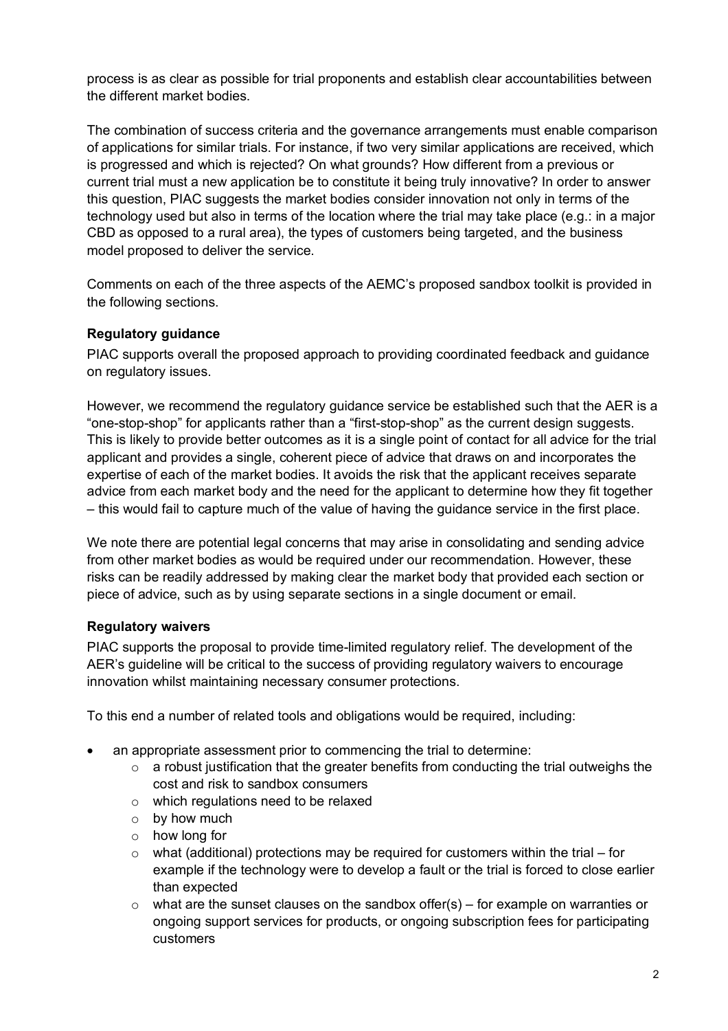process is as clear as possible for trial proponents and establish clear accountabilities between the different market bodies.

The combination of success criteria and the governance arrangements must enable comparison of applications for similar trials. For instance, if two very similar applications are received, which is progressed and which is rejected? On what grounds? How different from a previous or current trial must a new application be to constitute it being truly innovative? In order to answer this question, PIAC suggests the market bodies consider innovation not only in terms of the technology used but also in terms of the location where the trial may take place (e.g.: in a major CBD as opposed to a rural area), the types of customers being targeted, and the business model proposed to deliver the service.

Comments on each of the three aspects of the AEMC's proposed sandbox toolkit is provided in the following sections.

### Regulatory guidance

PIAC supports overall the proposed approach to providing coordinated feedback and guidance on regulatory issues.

However, we recommend the regulatory guidance service be established such that the AER is a "one-stop-shop" for applicants rather than a "first-stop-shop" as the current design suggests. This is likely to provide better outcomes as it is a single point of contact for all advice for the trial applicant and provides a single, coherent piece of advice that draws on and incorporates the expertise of each of the market bodies. It avoids the risk that the applicant receives separate advice from each market body and the need for the applicant to determine how they fit together – this would fail to capture much of the value of having the guidance service in the first place.

We note there are potential legal concerns that may arise in consolidating and sending advice from other market bodies as would be required under our recommendation. However, these risks can be readily addressed by making clear the market body that provided each section or piece of advice, such as by using separate sections in a single document or email.

### Regulatory waivers

PIAC supports the proposal to provide time-limited regulatory relief. The development of the AER's guideline will be critical to the success of providing regulatory waivers to encourage innovation whilst maintaining necessary consumer protections.

To this end a number of related tools and obligations would be required, including:

- an appropriate assessment prior to commencing the trial to determine:
  - a robust justification that the greater benefits from conducting the trial outweighs the cost and risk to sandbox consumers
  - which regulations need to be relaxed
  - by how much
  - how long for
  - what (additional) protections may be required for customers within the trial – for example if the technology were to develop a fault or the trial is forced to close earlier than expected
  - what are the sunset clauses on the sandbox offer(s) – for example on warranties or ongoing support services for products, or ongoing subscription fees for participating customers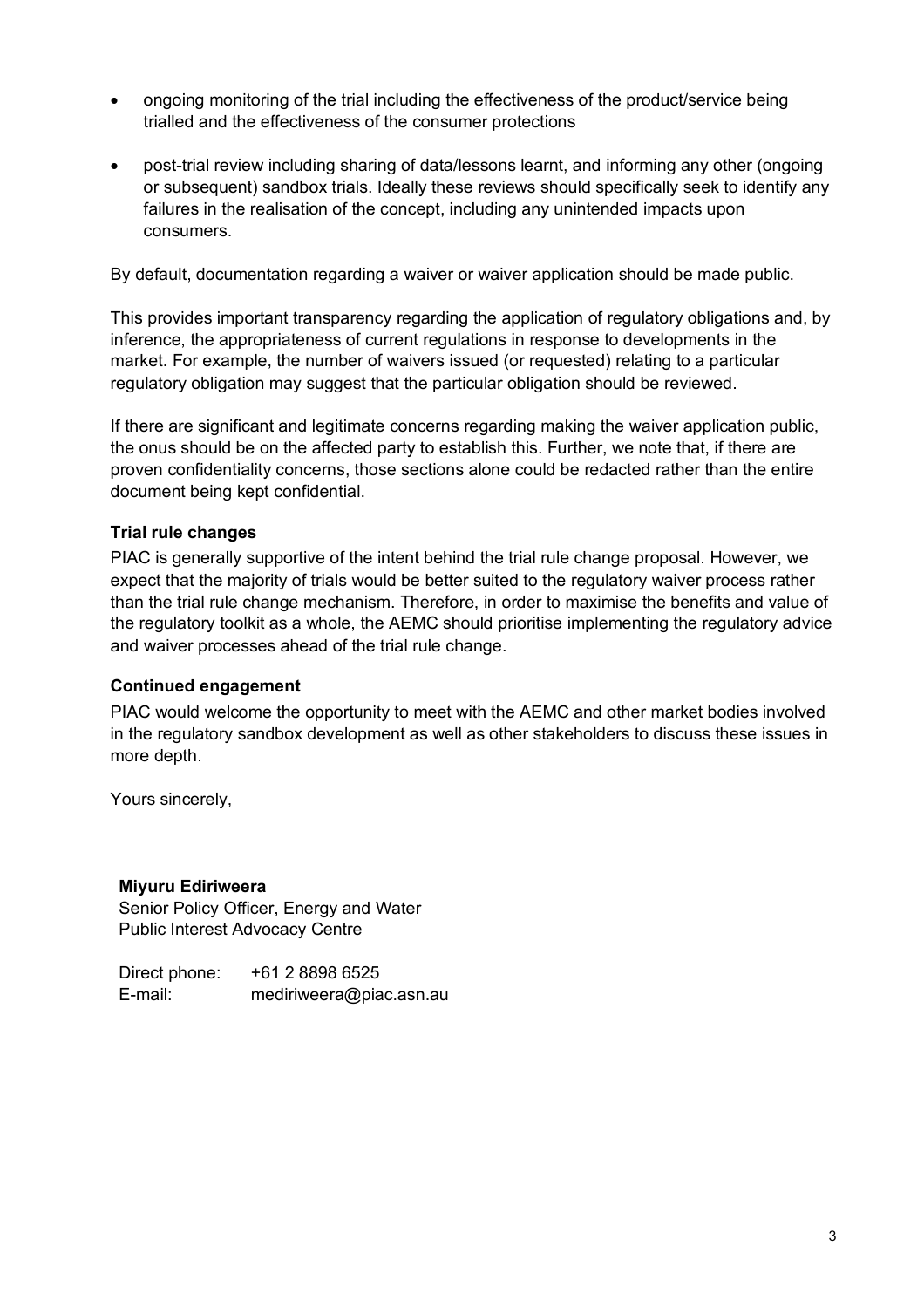- ongoing monitoring of the trial including the effectiveness of the product/service being trialled and the effectiveness of the consumer protections
- post-trial review including sharing of data/lessons learnt, and informing any other (ongoing or subsequent) sandbox trials. Ideally these reviews should specifically seek to identify any failures in the realisation of the concept, including any unintended impacts upon consumers.

By default, documentation regarding a waiver or waiver application should be made public.

This provides important transparency regarding the application of regulatory obligations and, by inference, the appropriateness of current regulations in response to developments in the market. For example, the number of waivers issued (or requested) relating to a particular regulatory obligation may suggest that the particular obligation should be reviewed.

If there are significant and legitimate concerns regarding making the waiver application public, the onus should be on the affected party to establish this. Further, we note that, if there are proven confidentiality concerns, those sections alone could be redacted rather than the entire document being kept confidential.

**Trial rule changes**

PIAC is generally supportive of the intent behind the trial rule change proposal. However, we expect that the majority of trials would be better suited to the regulatory waiver process rather than the trial rule change mechanism. Therefore, in order to maximise the benefits and value of the regulatory toolkit as a whole, the AEMC should prioritise implementing the regulatory advice and waiver processes ahead of the trial rule change.

**Continued engagement**

PIAC would welcome the opportunity to meet with the AEMC and other market bodies involved in the regulatory sandbox development as well as other stakeholders to discuss these issues in more depth.

Yours sincerely,

**Miyuru Ediriweera**
Senior Policy Officer, Energy and Water
Public Interest Advocacy Centre

Direct phone: +61 2 8898 6525
E-mail: mediriweera@piac.asn.au